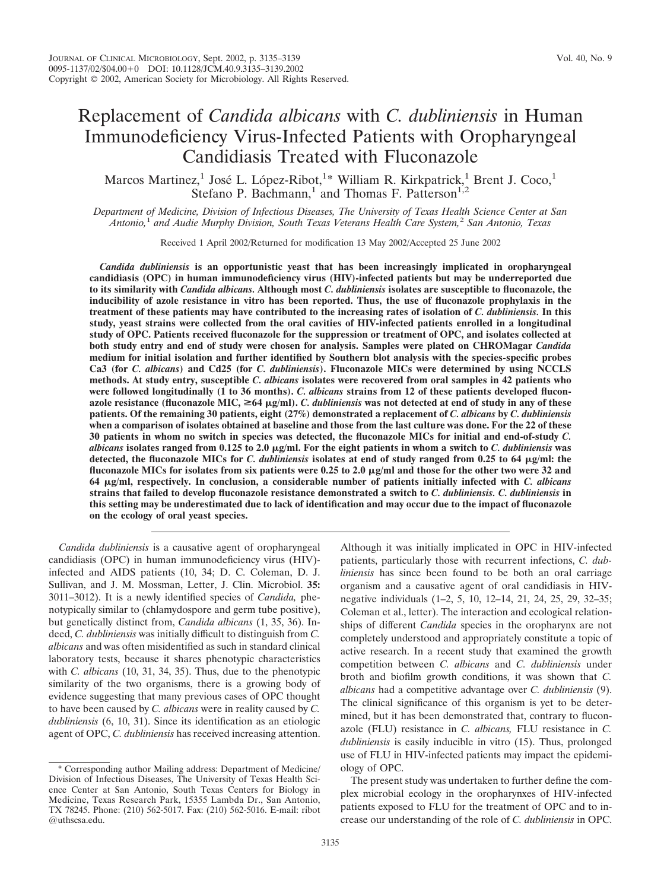# Replacement of *Candida albicans* with *C. dubliniensis* in Human Immunodeficiency Virus-Infected Patients with Oropharyngeal Candidiasis Treated with Fluconazole

Marcos Martinez,[1] José L. López-Ribot,[1]* William R. Kirkpatrick,[1] Brent J. Coco,[1] Stefano P. Bachmann,[1] and Thomas F. Patterson[1,2]

*Department of Medicine, Division of Infectious Diseases, The University of Texas Health Science Center at San Antonio,[1] and Audie Murphy Division, South Texas Veterans Health Care System,[2] San Antonio, Texas*

Received 1 April 2002/Returned for modification 13 May 2002/Accepted 25 June 2002

***Candida dubliniensis*** **is an opportunistic yeast that has been increasingly implicated in oropharyngeal candidiasis (OPC) in human immunodeficiency virus (HIV)-infected patients but may be underreported due to its similarity with *Candida albicans*. Although most *C. dubliniensis* isolates are susceptible to fluconazole, the inducibility of azole resistance in vitro has been reported. Thus, the use of fluconazole prophylaxis in the treatment of these patients may have contributed to the increasing rates of isolation of *C. dubliniensis*. In this study, yeast strains were collected from the oral cavities of HIV-infected patients enrolled in a longitudinal study of OPC. Patients received fluconazole for the suppression or treatment of OPC, and isolates collected at both study entry and end of study were chosen for analysis. Samples were plated on CHROMagar *Candida* medium for initial isolation and further identified by Southern blot analysis with the species-specific probes Ca3 (for *C. albicans*) and Cd25 (for *C. dubliniensis*). Fluconazole MICs were determined by using NCCLS methods. At study entry, susceptible *C. albicans* isolates were recovered from oral samples in 42 patients who were followed longitudinally (1 to 36 months). *C. albicans* strains from 12 of these patients developed fluconazole resistance (fluconazole MIC, ≥64 μg/ml). *C. dubliniensis* was not detected at end of study in any of these patients. Of the remaining 30 patients, eight (27%) demonstrated a replacement of *C. albicans* by *C. dubliniensis* when a comparison of isolates obtained at baseline and those from the last culture was done. For the 22 of these 30 patients in whom no switch in species was detected, the fluconazole MICs for initial and end-of-study *C. albicans* isolates ranged from 0.125 to 2.0 μg/ml. For the eight patients in whom a switch to *C. dubliniensis* was detected, the fluconazole MICs for *C. dubliniensis* isolates at end of study ranged from 0.25 to 64 μg/ml: the fluconazole MICs for isolates from six patients were 0.25 to 2.0 μg/ml and those for the other two were 32 and 64 μg/ml, respectively. In conclusion, a considerable number of patients initially infected with *C. albicans* strains that failed to develop fluconazole resistance demonstrated a switch to *C. dubliniensis*. *C. dubliniensis* in this setting may be underestimated due to lack of identification and may occur due to the impact of fluconazole on the ecology of oral yeast species.**

*Candida dubliniensis* is a causative agent of oropharyngeal candidiasis (OPC) in human immunodeficiency virus (HIV)-infected and AIDS patients (10, 34; D. C. Coleman, D. J. Sullivan, and J. M. Mossman, Letter, J. Clin. Microbiol. **35:** 3011–3012). It is a newly identified species of *Candida,* phenotypically similar to (chlamydospore and germ tube positive), but genetically distinct from, *Candida albicans* (1, 35, 36). Indeed, *C. dubliniensis* was initially difficult to distinguish from *C. albicans* and was often misidentified as such in standard clinical laboratory tests, because it shares phenotypic characteristics with *C. albicans* (10, 31, 34, 35). Thus, due to the phenotypic similarity of the two organisms, there is a growing body of evidence suggesting that many previous cases of OPC thought to have been caused by *C. albicans* were in reality caused by *C. dubliniensis* (6, 10, 31). Since its identification as an etiologic agent of OPC, *C. dubliniensis* has received increasing attention. Although it was initially implicated in OPC in HIV-infected patients, particularly those with recurrent infections, *C. dubliniensis* has since been found to be both an oral carriage organism and a causative agent of oral candidiasis in HIV-negative individuals (1–2, 5, 10, 12–14, 21, 24, 25, 29, 32–35; Coleman et al., letter). The interaction and ecological relationships of different *Candida* species in the oropharynx are not completely understood and appropriately constitute a topic of active research. In a recent study that examined the growth competition between *C. albicans* and *C. dubliniensis* under broth and biofilm growth conditions, it was shown that *C. albicans* had a competitive advantage over *C. dubliniensis* (9). The clinical significance of this organism is yet to be determined, but it has been demonstrated that, contrary to fluconazole (FLU) resistance in *C. albicans,* FLU resistance in *C. dubliniensis* is easily inducible in vitro (15). Thus, prolonged use of FLU in HIV-infected patients may impact the epidemiology of OPC.

The present study was undertaken to further define the complex microbial ecology in the oropharynxes of HIV-infected patients exposed to FLU for the treatment of OPC and to increase our understanding of the role of *C. dubliniensis* in OPC.

\* Corresponding author Mailing address: Department of Medicine/Division of Infectious Diseases, The University of Texas Health Science Center at San Antonio, South Texas Centers for Biology in Medicine, Texas Research Park, 15355 Lambda Dr., San Antonio, TX 78245. Phone: (210) 562-5017. Fax: (210) 562-5016. E-mail: ribot@uthscsa.edu.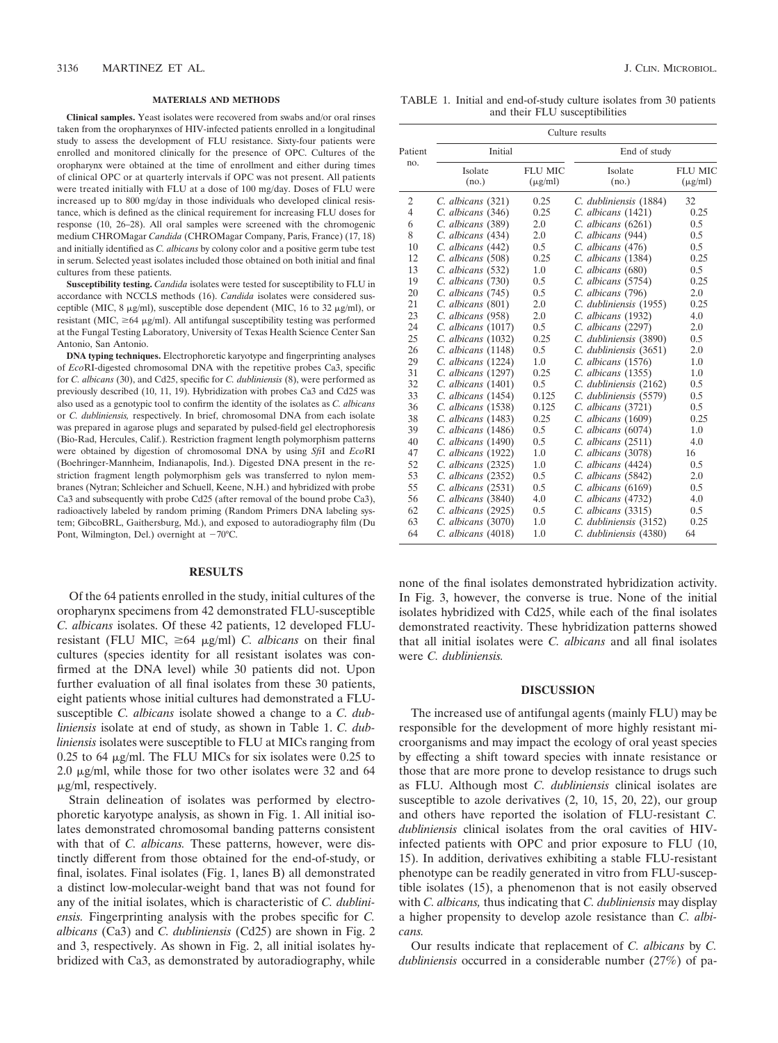## MATERIALS AND METHODS

**Clinical samples.** Yeast isolates were recovered from swabs and/or oral rinses taken from the oropharynxes of HIV-infected patients enrolled in a longitudinal study to assess the development of FLU resistance. Sixty-four patients were enrolled and monitored clinically for the presence of OPC. Cultures of the oropharynx were obtained at the time of enrollment and either during times of clinical OPC or at quarterly intervals if OPC was not present. All patients were treated initially with FLU at a dose of 100 mg/day. Doses of FLU were increased up to 800 mg/day in those individuals who developed clinical resistance, which is defined as the clinical requirement for increasing FLU doses for response (10, 26–28). All oral samples were screened with the chromogenic medium CHROMagar *Candida* (CHROMagar Company, Paris, France) (17, 18) and initially identified as *C. albicans* by colony color and a positive germ tube test in serum. Selected yeast isolates included those obtained on both initial and final cultures from these patients.

**Susceptibility testing.** *Candida* isolates were tested for susceptibility to FLU in accordance with NCCLS methods (16). *Candida* isolates were considered susceptible (MIC, 8 μg/ml), susceptible dose dependent (MIC, 16 to 32 μg/ml), or resistant (MIC, ≥64 μg/ml). All antifungal susceptibility testing was performed at the Fungal Testing Laboratory, University of Texas Health Science Center San Antonio, San Antonio.

**DNA typing techniques.** Electrophoretic karyotype and fingerprinting analyses of *Eco*RI-digested chromosomal DNA with the repetitive probes Ca3, specific for *C. albicans* (30), and Cd25, specific for *C. dubliniensis* (8), were performed as previously described (10, 11, 19). Hybridization with probes Ca3 and Cd25 was also used as a genotypic tool to confirm the identity of the isolates as *C. albicans* or *C. dubliniensis,* respectively. In brief, chromosomal DNA from each isolate was prepared in agarose plugs and separated by pulsed-field gel electrophoresis (Bio-Rad, Hercules, Calif.). Restriction fragment length polymorphism patterns were obtained by digestion of chromosomal DNA by using *Sfi*I and *Eco*RI (Boehringer-Mannheim, Indianapolis, Ind.). Digested DNA present in the restriction fragment length polymorphism gels was transferred to nylon membranes (Nytran; Schleicher and Schuell, Keene, N.H.) and hybridized with probe Ca3 and subsequently with probe Cd25 (after removal of the bound probe Ca3), radioactively labeled by random priming (Random Primers DNA labeling system; GibcoBRL, Gaithersburg, Md.), and exposed to autoradiography film (Du Pont, Wilmington, Del.) overnight at −70°C.

TABLE 1. Initial and end-of-study culture isolates from 30 patients and their FLU susceptibilities

| Patient no. | Culture results | | | |
|---|---|---|---|---|
| | Initial | | End of study | |
| | Isolate (no.) | FLU MIC (μg/ml) | Isolate (no.) | FLU MIC (μg/ml) |
| 2 | *C. albicans* (321) | 0.25 | *C. dubliniensis* (1884) | 32 |
| 4 | *C. albicans* (346) | 0.25 | *C. albicans* (1421) | 0.25 |
| 6 | *C. albicans* (389) | 2.0 | *C. albicans* (6261) | 0.5 |
| 8 | *C. albicans* (434) | 2.0 | *C. albicans* (944) | 0.5 |
| 10 | *C. albicans* (442) | 0.5 | *C. albicans* (476) | 0.5 |
| 12 | *C. albicans* (508) | 0.25 | *C. albicans* (1384) | 0.25 |
| 13 | *C. albicans* (532) | 1.0 | *C. albicans* (680) | 0.5 |
| 19 | *C. albicans* (730) | 0.5 | *C. albicans* (5754) | 0.25 |
| 20 | *C. albicans* (745) | 0.5 | *C. albicans* (796) | 2.0 |
| 21 | *C. albicans* (801) | 2.0 | *C. dubliniensis* (1955) | 0.25 |
| 23 | *C. albicans* (958) | 2.0 | *C. albicans* (1932) | 4.0 |
| 24 | *C. albicans* (1017) | 0.5 | *C. albicans* (2297) | 2.0 |
| 25 | *C. albicans* (1032) | 0.25 | *C. dubliniensis* (3890) | 0.5 |
| 26 | *C. albicans* (1148) | 0.5 | *C. dubliniensis* (3651) | 2.0 |
| 29 | *C. albicans* (1224) | 1.0 | *C. albicans* (1576) | 1.0 |
| 31 | *C. albicans* (1297) | 0.25 | *C. albicans* (1355) | 1.0 |
| 32 | *C. albicans* (1401) | 0.5 | *C. dubliniensis* (2162) | 0.5 |
| 33 | *C. albicans* (1454) | 0.125 | *C. dubliniensis* (5579) | 0.5 |
| 36 | *C. albicans* (1538) | 0.125 | *C. albicans* (3721) | 0.5 |
| 38 | *C. albicans* (1483) | 0.25 | *C. albicans* (1609) | 0.25 |
| 39 | *C. albicans* (1486) | 0.5 | *C. albicans* (6074) | 1.0 |
| 40 | *C. albicans* (1490) | 0.5 | *C. albicans* (2511) | 4.0 |
| 47 | *C. albicans* (1922) | 1.0 | *C. albicans* (3078) | 16 |
| 52 | *C. albicans* (2325) | 1.0 | *C. albicans* (4424) | 0.5 |
| 53 | *C. albicans* (2352) | 0.5 | *C. albicans* (5842) | 2.0 |
| 55 | *C. albicans* (2531) | 0.5 | *C. albicans* (6169) | 0.5 |
| 56 | *C. albicans* (3840) | 4.0 | *C. albicans* (4732) | 4.0 |
| 62 | *C. albicans* (2925) | 0.5 | *C. albicans* (3315) | 0.5 |
| 63 | *C. albicans* (3070) | 1.0 | *C. dubliniensis* (3152) | 0.25 |
| 64 | *C. albicans* (4018) | 1.0 | *C. dubliniensis* (4380) | 64 |

## RESULTS

Of the 64 patients enrolled in the study, initial cultures of the oropharynx specimens from 42 demonstrated FLU-susceptible *C. albicans* isolates. Of these 42 patients, 12 developed FLU-resistant (FLU MIC, ≥64 μg/ml) *C. albicans* on their final cultures (species identity for all resistant isolates was confirmed at the DNA level) while 30 patients did not. Upon further evaluation of all final isolates from these 30 patients, eight patients whose initial cultures had demonstrated a FLU-susceptible *C. albicans* isolate showed a change to a *C. dubliniensis* isolate at end of study, as shown in Table 1. *C. dubliniensis* isolates were susceptible to FLU at MICs ranging from 0.25 to 64 μg/ml. The FLU MICs for six isolates were 0.25 to 2.0 μg/ml, while those for two other isolates were 32 and 64 μg/ml, respectively.

Strain delineation of isolates was performed by electrophoretic karyotype analysis, as shown in Fig. 1. All initial isolates demonstrated chromosomal banding patterns consistent with that of *C. albicans.* These patterns, however, were distinctly different from those obtained for the end-of-study, or final, isolates. Final isolates (Fig. 1, lanes B) all demonstrated a distinct low-molecular-weight band that was not found for any of the initial isolates, which is characteristic of *C. dubliniensis.* Fingerprinting analysis with the probes specific for *C. albicans* (Ca3) and *C. dubliniensis* (Cd25) are shown in Fig. 2 and 3, respectively. As shown in Fig. 2, all initial isolates hybridized with Ca3, as demonstrated by autoradiography, while none of the final isolates demonstrated hybridization activity. In Fig. 3, however, the converse is true. None of the initial isolates hybridized with Cd25, while each of the final isolates demonstrated reactivity. These hybridization patterns showed that all initial isolates were *C. albicans* and all final isolates were *C. dubliniensis.*

## DISCUSSION

The increased use of antifungal agents (mainly FLU) may be responsible for the development of more highly resistant microorganisms and may impact the ecology of oral yeast species by effecting a shift toward species with innate resistance or those that are more prone to develop resistance to drugs such as FLU. Although most *C. dubliniensis* clinical isolates are susceptible to azole derivatives (2, 10, 15, 20, 22), our group and others have reported the isolation of FLU-resistant *C. dubliniensis* clinical isolates from the oral cavities of HIV-infected patients with OPC and prior exposure to FLU (10, 15). In addition, derivatives exhibiting a stable FLU-resistant phenotype can be readily generated in vitro from FLU-susceptible isolates (15), a phenomenon that is not easily observed with *C. albicans,* thus indicating that *C. dubliniensis* may display a higher propensity to develop azole resistance than *C. albicans.*

Our results indicate that replacement of *C. albicans* by *C. dubliniensis* occurred in a considerable number (27%) of pa-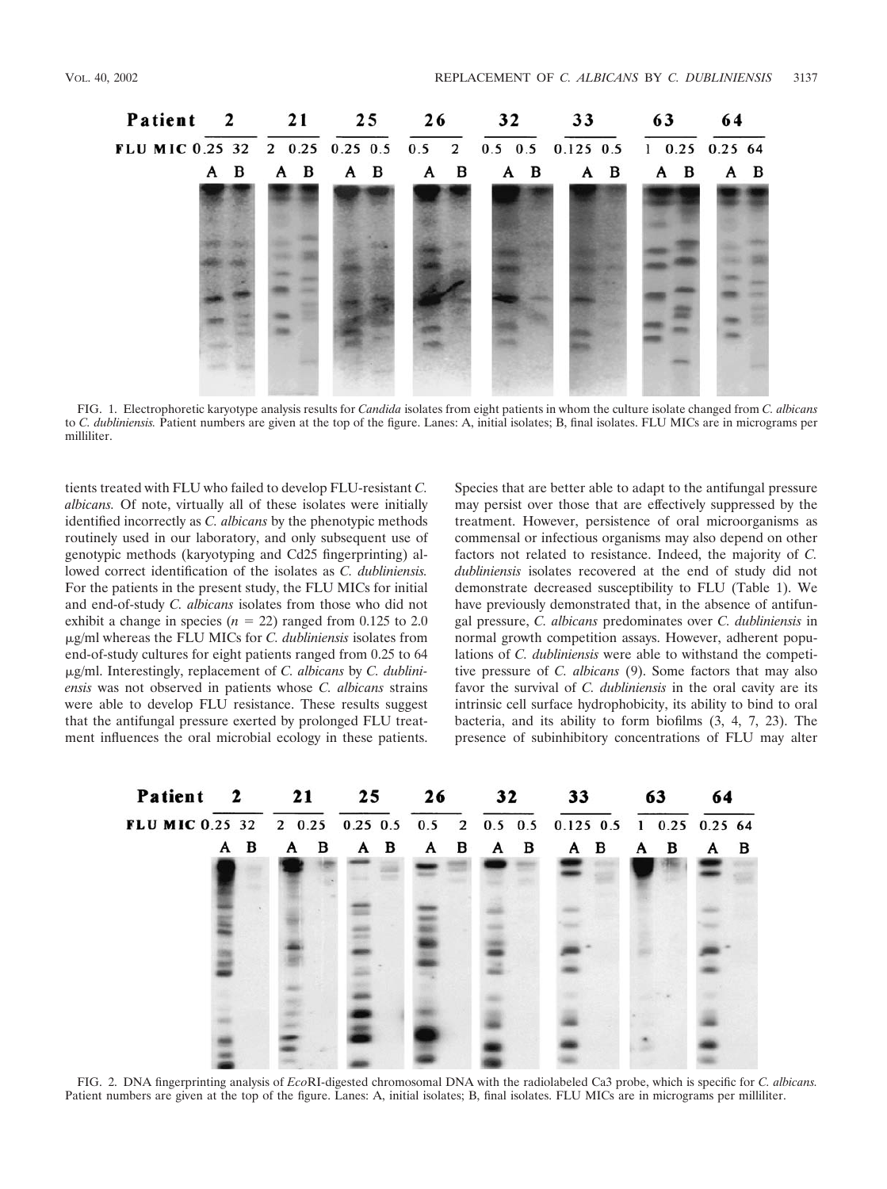FIG. 1. Electrophoretic karyotype analysis results for *Candida* isolates from eight patients in whom the culture isolate changed from *C. albicans* to *C. dubliniensis.* Patient numbers are given at the top of the figure. Lanes: A, initial isolates; B, final isolates. FLU MICs are in micrograms per milliliter.

tients treated with FLU who failed to develop FLU-resistant *C. albicans.* Of note, virtually all of these isolates were initially identified incorrectly as *C. albicans* by the phenotypic methods routinely used in our laboratory, and only subsequent use of genotypic methods (karyotyping and Cd25 fingerprinting) allowed correct identification of the isolates as *C. dubliniensis.* For the patients in the present study, the FLU MICs for initial and end-of-study *C. albicans* isolates from those who did not exhibit a change in species ($n = 22$) ranged from 0.125 to 2.0 μg/ml whereas the FLU MICs for *C. dubliniensis* isolates from end-of-study cultures for eight patients ranged from 0.25 to 64 μg/ml. Interestingly, replacement of *C. albicans* by *C. dubliniensis* was not observed in patients whose *C. albicans* strains were able to develop FLU resistance. These results suggest that the antifungal pressure exerted by prolonged FLU treatment influences the oral microbial ecology in these patients. Species that are better able to adapt to the antifungal pressure may persist over those that are effectively suppressed by the treatment. However, persistence of oral microorganisms as commensal or infectious organisms may also depend on other factors not related to resistance. Indeed, the majority of *C. dubliniensis* isolates recovered at the end of study did not demonstrate decreased susceptibility to FLU (Table 1). We have previously demonstrated that, in the absence of antifungal pressure, *C. albicans* predominates over *C. dubliniensis* in normal growth competition assays. However, adherent populations of *C. dubliniensis* were able to withstand the competitive pressure of *C. albicans* (9). Some factors that may also favor the survival of *C. dubliniensis* in the oral cavity are its intrinsic cell surface hydrophobicity, its ability to bind to oral bacteria, and its ability to form biofilms (3, 4, 7, 23). The presence of subinhibitory concentrations of FLU may alter

FIG. 2. DNA fingerprinting analysis of *Eco*RI-digested chromosomal DNA with the radiolabeled Ca3 probe, which is specific for *C. albicans.* Patient numbers are given at the top of the figure. Lanes: A, initial isolates; B, final isolates. FLU MICs are in micrograms per milliliter.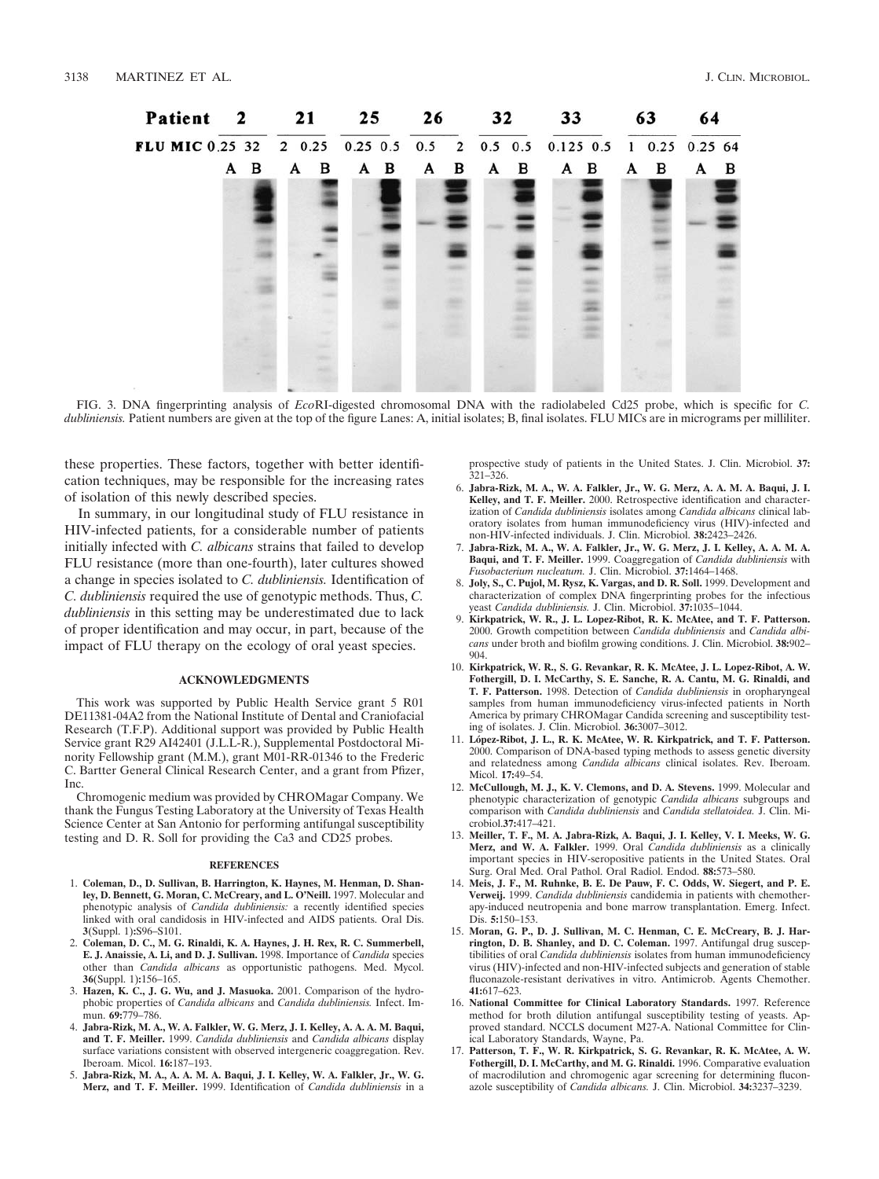FIG. 3. DNA fingerprinting analysis of *Eco*RI-digested chromosomal DNA with the radiolabeled Cd25 probe, which is specific for *C. dubliniensis.* Patient numbers are given at the top of the figure Lanes: A, initial isolates; B, final isolates. FLU MICs are in micrograms per milliliter.

these properties. These factors, together with better identification techniques, may be responsible for the increasing rates of isolation of this newly described species.

In summary, in our longitudinal study of FLU resistance in HIV-infected patients, for a considerable number of patients initially infected with *C. albicans* strains that failed to develop FLU resistance (more than one-fourth), later cultures showed a change in species isolated to *C. dubliniensis.* Identification of *C. dubliniensis* required the use of genotypic methods. Thus, *C. dubliniensis* in this setting may be underestimated due to lack of proper identification and may occur, in part, because of the impact of FLU therapy on the ecology of oral yeast species.

## ACKNOWLEDGMENTS

This work was supported by Public Health Service grant 5 R01 DE11381-04A2 from the National Institute of Dental and Craniofacial Research (T.F.P). Additional support was provided by Public Health Service grant R29 AI42401 (J.L.L-R.), Supplemental Postdoctoral Minority Fellowship grant (M.M.), grant M01-RR-01346 to the Frederic C. Bartter General Clinical Research Center, and a grant from Pfizer, Inc.

Chromogenic medium was provided by CHROMagar Company. We thank the Fungus Testing Laboratory at the University of Texas Health Science Center at San Antonio for performing antifungal susceptibility testing and D. R. Soll for providing the Ca3 and CD25 probes.

## REFERENCES

1. **Coleman, D., D. Sullivan, B. Harrington, K. Haynes, M. Henman, D. Shanley, D. Bennett, G. Moran, C. McCreary, and L. O'Neill.** 1997. Molecular and phenotypic analysis of *Candida dubliniensis:* a recently identified species linked with oral candidosis in HIV-infected and AIDS patients. Oral Dis. **3**(Suppl. 1)**:**S96–S101.
2. **Coleman, D. C., M. G. Rinaldi, K. A. Haynes, J. H. Rex, R. C. Summerbell, E. J. Anaissie, A. Li, and D. J. Sullivan.** 1998. Importance of *Candida* species other than *Candida albicans* as opportunistic pathogens. Med. Mycol. **36**(Suppl. 1)**:**156–165.
3. **Hazen, K. C., J. G. Wu, and J. Masuoka.** 2001. Comparison of the hydrophobic properties of *Candida albicans* and *Candida dubliniensis.* Infect. Immun. **69:**779–786.
4. **Jabra-Rizk, M. A., W. A. Falkler, W. G. Merz, J. I. Kelley, A. A. A. M. Baqui, and T. F. Meiller.** 1999. *Candida dubliniensis* and *Candida albicans* display surface variations consistent with observed intergeneric coaggregation. Rev. Iberoam. Micol. **16:**187–193.
5. **Jabra-Rizk, M. A., A. A. M. A. Baqui, J. I. Kelley, W. A. Falkler, Jr., W. G. Merz, and T. F. Meiller.** 1999. Identification of *Candida dubliniensis* in a prospective study of patients in the United States. J. Clin. Microbiol. **37:** 321–326.
6. **Jabra-Rizk, M. A., W. A. Falkler, Jr., W. G. Merz, A. A. M. A. Baqui, J. I. Kelley, and T. F. Meiller.** 2000. Retrospective identification and characterization of *Candida dubliniensis* isolates among *Candida albicans* clinical laboratory isolates from human immunodeficiency virus (HIV)-infected and non-HIV-infected individuals. J. Clin. Microbiol. **38:**2423–2426.
7. **Jabra-Rizk, M. A., W. A. Falkler, Jr., W. G. Merz, J. I. Kelley, A. A. M. A. Baqui, and T. F. Meiller.** 1999. Coaggregation of *Candida dubliniensis* with *Fusobacterium nucleatum.* J. Clin. Microbiol. **37:**1464–1468.
8. **Joly, S., C. Pujol, M. Rysz, K. Vargas, and D. R. Soll.** 1999. Development and characterization of complex DNA fingerprinting probes for the infectious yeast *Candida dubliniensis.* J. Clin. Microbiol. **37:**1035–1044.
9. **Kirkpatrick, W. R., J. L. Lopez-Ribot, R. K. McAtee, and T. F. Patterson.** 2000. Growth competition between *Candida dubliniensis* and *Candida albicans* under broth and biofilm growing conditions. J. Clin. Microbiol. **38:**902–904.
10. **Kirkpatrick, W. R., S. G. Revankar, R. K. McAtee, J. L. Lopez-Ribot, A. W. Fothergill, D. I. McCarthy, S. E. Sanche, R. A. Cantu, M. G. Rinaldi, and T. F. Patterson.** 1998. Detection of *Candida dubliniensis* in oropharyngeal samples from human immunodeficiency virus-infected patients in North America by primary CHROMagar Candida screening and susceptibility testing of isolates. J. Clin. Microbiol. **36:**3007–3012.
11. **López-Ribot, J. L., R. K. McAtee, W. R. Kirkpatrick, and T. F. Patterson.** 2000. Comparison of DNA-based typing methods to assess genetic diversity and relatedness among *Candida albicans* clinical isolates. Rev. Iberoam. Micol. **17:**49–54.
12. **McCullough, M. J., K. V. Clemons, and D. A. Stevens.** 1999. Molecular and phenotypic characterization of genotypic *Candida albicans* subgroups and comparison with *Candida dubliniensis* and *Candida stellatoidea.* J. Clin. Microbiol.**37:**417–421.
13. **Meiller, T. F., M. A. Jabra-Rizk, A. Baqui, J. I. Kelley, V. I. Meeks, W. G. Merz, and W. A. Falkler.** 1999. Oral *Candida dubliniensis* as a clinically important species in HIV-seropositive patients in the United States. Oral Surg. Oral Med. Oral Pathol. Oral Radiol. Endod. **88:**573–580.
14. **Meis, J. F., M. Ruhnke, B. E. De Pauw, F. C. Odds, W. Siegert, and P. E. Verweij.** 1999. *Candida dubliniensis* candidemia in patients with chemotherapy-induced neutropenia and bone marrow transplantation. Emerg. Infect. Dis. **5:**150–153.
15. **Moran, G. P., D. J. Sullivan, M. C. Henman, C. E. McCreary, B. J. Harrington, D. B. Shanley, and D. C. Coleman.** 1997. Antifungal drug susceptibilities of oral *Candida dubliniensis* isolates from human immunodeficiency virus (HIV)-infected and non-HIV-infected subjects and generation of stable fluconazole-resistant derivatives in vitro. Antimicrob. Agents Chemother. **41:**617–623.
16. **National Committee for Clinical Laboratory Standards.** 1997. Reference method for broth dilution antifungal susceptibility testing of yeasts. Approved standard. NCCLS document M27-A. National Committee for Clinical Laboratory Standards, Wayne, Pa.
17. **Patterson, T. F., W. R. Kirkpatrick, S. G. Revankar, R. K. McAtee, A. W. Fothergill, D. I. McCarthy, and M. G. Rinaldi.** 1996. Comparative evaluation of macrodilution and chromogenic agar screening for determining fluconazole susceptibility of *Candida albicans.* J. Clin. Microbiol. **34:**3237–3239.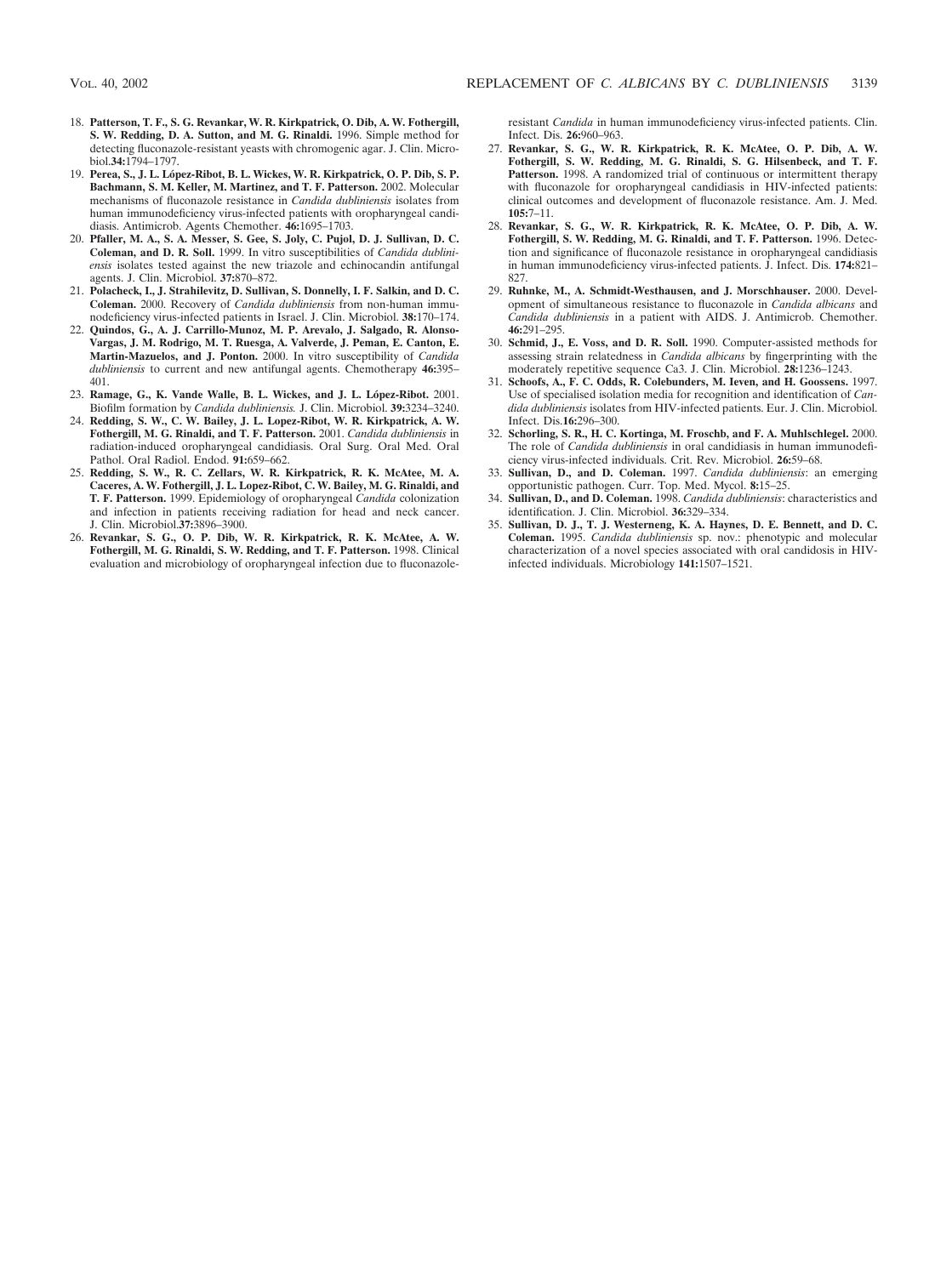18. **Patterson, T. F., S. G. Revankar, W. R. Kirkpatrick, O. Dib, A. W. Fothergill, S. W. Redding, D. A. Sutton, and M. G. Rinaldi.** 1996. Simple method for detecting fluconazole-resistant yeasts with chromogenic agar. J. Clin. Microbiol.**34:**1794–1797.
19. **Perea, S., J. L. López-Ribot, B. L. Wickes, W. R. Kirkpatrick, O. P. Dib, S. P. Bachmann, S. M. Keller, M. Martinez, and T. F. Patterson.** 2002. Molecular mechanisms of fluconazole resistance in *Candida dubliniensis* isolates from human immunodeficiency virus-infected patients with oropharyngeal candidiasis. Antimicrob. Agents Chemother. **46:**1695–1703.
20. **Pfaller, M. A., S. A. Messer, S. Gee, S. Joly, C. Pujol, D. J. Sullivan, D. C. Coleman, and D. R. Soll.** 1999. In vitro susceptibilities of *Candida dubliniensis* isolates tested against the new triazole and echinocandin antifungal agents. J. Clin. Microbiol. **37:**870–872.
21. **Polacheck, I., J. Strahilevitz, D. Sullivan, S. Donnelly, I. F. Salkin, and D. C. Coleman.** 2000. Recovery of *Candida dubliniensis* from non-human immunodeficiency virus-infected patients in Israel. J. Clin. Microbiol. **38:**170–174.
22. **Quindos, G., A. J. Carrillo-Munoz, M. P. Arevalo, J. Salgado, R. Alonso-Vargas, J. M. Rodrigo, M. T. Ruesga, A. Valverde, J. Peman, E. Canton, E. Martin-Mazuelos, and J. Ponton.** 2000. In vitro susceptibility of *Candida dubliniensis* to current and new antifungal agents. Chemotherapy **46:**395–401.
23. **Ramage, G., K. Vande Walle, B. L. Wickes, and J. L. López-Ribot.** 2001. Biofilm formation by *Candida dubliniensis.* J. Clin. Microbiol. **39:**3234–3240.
24. **Redding, S. W., C. W. Bailey, J. L. Lopez-Ribot, W. R. Kirkpatrick, A. W. Fothergill, M. G. Rinaldi, and T. F. Patterson.** 2001. *Candida dubliniensis* in radiation-induced oropharyngeal candidiasis. Oral Surg. Oral Med. Oral Pathol. Oral Radiol. Endod. **91:**659–662.
25. **Redding, S. W., R. C. Zellars, W. R. Kirkpatrick, R. K. McAtee, M. A. Caceres, A. W. Fothergill, J. L. Lopez-Ribot, C. W. Bailey, M. G. Rinaldi, and T. F. Patterson.** 1999. Epidemiology of oropharyngeal *Candida* colonization and infection in patients receiving radiation for head and neck cancer. J. Clin. Microbiol.**37:**3896–3900.
26. **Revankar, S. G., O. P. Dib, W. R. Kirkpatrick, R. K. McAtee, A. W. Fothergill, M. G. Rinaldi, S. W. Redding, and T. F. Patterson.** 1998. Clinical evaluation and microbiology of oropharyngeal infection due to fluconazole-resistant *Candida* in human immunodeficiency virus-infected patients. Clin. Infect. Dis. **26:**960–963.
27. **Revankar, S. G., W. R. Kirkpatrick, R. K. McAtee, O. P. Dib, A. W. Fothergill, S. W. Redding, M. G. Rinaldi, S. G. Hilsenbeck, and T. F. Patterson.** 1998. A randomized trial of continuous or intermittent therapy with fluconazole for oropharyngeal candidiasis in HIV-infected patients: clinical outcomes and development of fluconazole resistance. Am. J. Med. **105:**7–11.
28. **Revankar, S. G., W. R. Kirkpatrick, R. K. McAtee, O. P. Dib, A. W. Fothergill, S. W. Redding, M. G. Rinaldi, and T. F. Patterson.** 1996. Detection and significance of fluconazole resistance in oropharyngeal candidiasis in human immunodeficiency virus-infected patients. J. Infect. Dis. **174:**821–827.
29. **Ruhnke, M., A. Schmidt-Westhausen, and J. Morschhauser.** 2000. Development of simultaneous resistance to fluconazole in *Candida albicans* and *Candida dubliniensis* in a patient with AIDS. J. Antimicrob. Chemother. **46:**291–295.
30. **Schmid, J., E. Voss, and D. R. Soll.** 1990. Computer-assisted methods for assessing strain relatedness in *Candida albicans* by fingerprinting with the moderately repetitive sequence Ca3. J. Clin. Microbiol. **28:**1236–1243.
31. **Schoofs, A., F. C. Odds, R. Colebunders, M. Ieven, and H. Goossens.** 1997. Use of specialised isolation media for recognition and identification of *Candida dubliniensis* isolates from HIV-infected patients. Eur. J. Clin. Microbiol. Infect. Dis.**16:**296–300.
32. **Schorling, S. R., H. C. Kortinga, M. Froschb, and F. A. Muhlschlegel.** 2000. The role of *Candida dubliniensis* in oral candidiasis in human immunodeficiency virus-infected individuals. Crit. Rev. Microbiol. **26:**59–68.
33. **Sullivan, D., and D. Coleman.** 1997. *Candida dubliniensis*: an emerging opportunistic pathogen. Curr. Top. Med. Mycol. **8:**15–25.
34. **Sullivan, D., and D. Coleman.** 1998. *Candida dubliniensis*: characteristics and identification. J. Clin. Microbiol. **36:**329–334.
35. **Sullivan, D. J., T. J. Westerneng, K. A. Haynes, D. E. Bennett, and D. C. Coleman.** 1995. *Candida dubliniensis* sp. nov.: phenotypic and molecular characterization of a novel species associated with oral candidosis in HIV-infected individuals. Microbiology **141:**1507–1521.